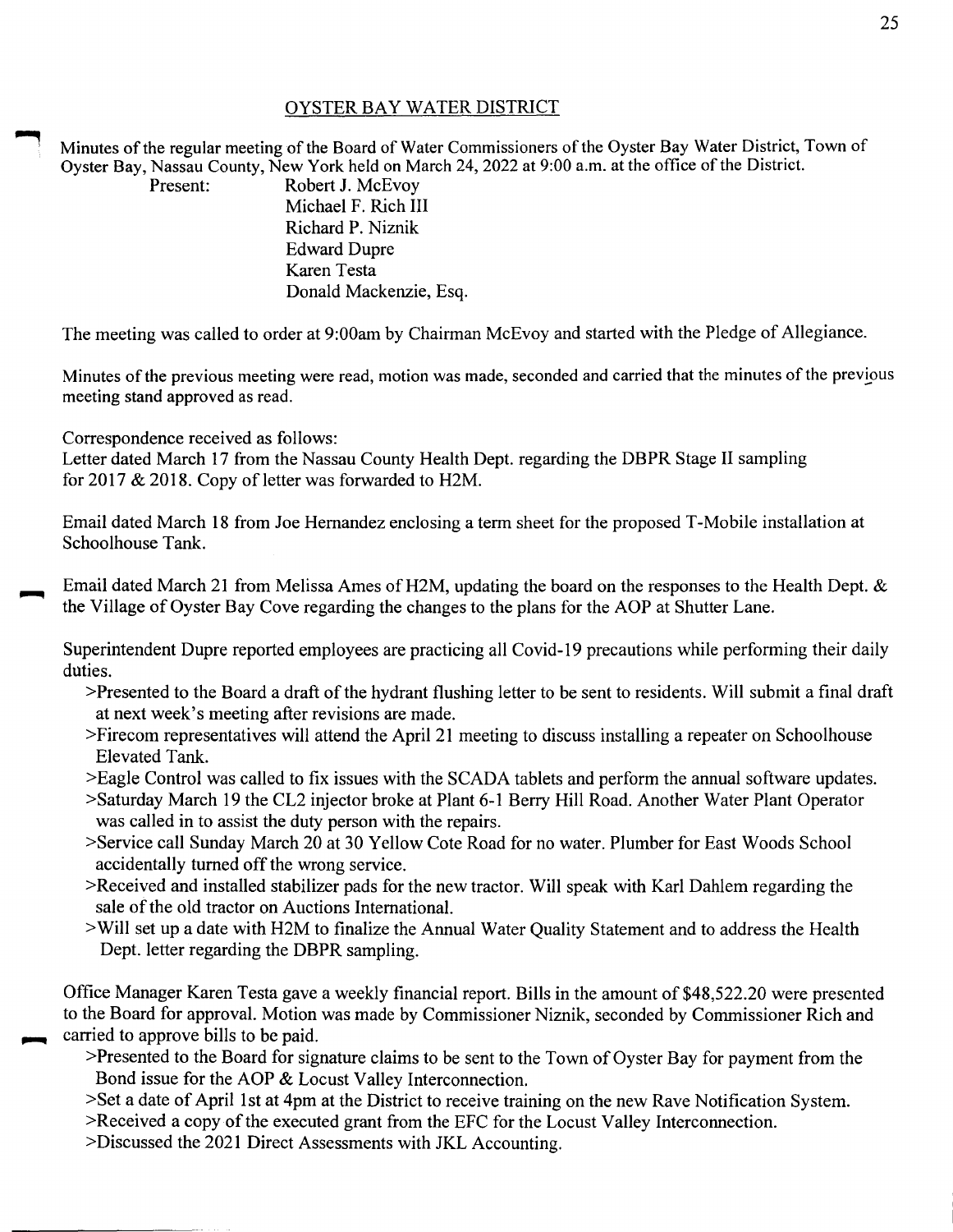## OYSTER BAY WATER DISTRICT

Minutes of the regular meeting of the Board of Water Commissioners of the Oyster Bay Water District, Town of Oyster Bay, Nassau County, New York held on March 24, 2022 at 9:00 a.m. at the office of the District.

Present:
Robert J. McEvoy
Michael F. Rich III
Richard P. Niznik
Edward Dupre
Karen Testa
Donald Mackenzie, Esq.

The meeting was called to order at 9:00am by Chairman McEvoy and started with the Pledge of Allegiance.

Minutes of the previous meeting were read, motion was made, seconded and carried that the minutes of the previous meeting stand approved as read.

Correspondence received as follows:
Letter dated March 17 from the Nassau County Health Dept. regarding the DBPR Stage II sampling for 2017 & 2018. Copy of letter was forwarded to H2M.

Email dated March 18 from Joe Hernandez enclosing a term sheet for the proposed T-Mobile installation at Schoolhouse Tank.

Email dated March 21 from Melissa Ames of H2M, updating the board on the responses to the Health Dept. & the Village of Oyster Bay Cove regarding the changes to the plans for the AOP at Shutter Lane.

Superintendent Dupre reported employees are practicing all Covid-19 precautions while performing their daily duties.

- >Presented to the Board a draft of the hydrant flushing letter to be sent to residents. Will submit a final draft at next week's meeting after revisions are made.
- >Firecom representatives will attend the April 21 meeting to discuss installing a repeater on Schoolhouse Elevated Tank.
- >Eagle Control was called to fix issues with the SCADA tablets and perform the annual software updates.
- >Saturday March 19 the CL2 injector broke at Plant 6-1 Berry Hill Road. Another Water Plant Operator was called in to assist the duty person with the repairs.
- >Service call Sunday March 20 at 30 Yellow Cote Road for no water. Plumber for East Woods School accidentally turned off the wrong service.
- >Received and installed stabilizer pads for the new tractor. Will speak with Karl Dahlem regarding the sale of the old tractor on Auctions International.
- >Will set up a date with H2M to finalize the Annual Water Quality Statement and to address the Health Dept. letter regarding the DBPR sampling.

Office Manager Karen Testa gave a weekly financial report. Bills in the amount of $48,522.20 were presented to the Board for approval. Motion was made by Commissioner Niznik, seconded by Commissioner Rich and carried to approve bills to be paid.

- >Presented to the Board for signature claims to be sent to the Town of Oyster Bay for payment from the Bond issue for the AOP & Locust Valley Interconnection.
- >Set a date of April 1st at 4pm at the District to receive training on the new Rave Notification System.
- >Received a copy of the executed grant from the EFC for the Locust Valley Interconnection.
- >Discussed the 2021 Direct Assessments with JKL Accounting.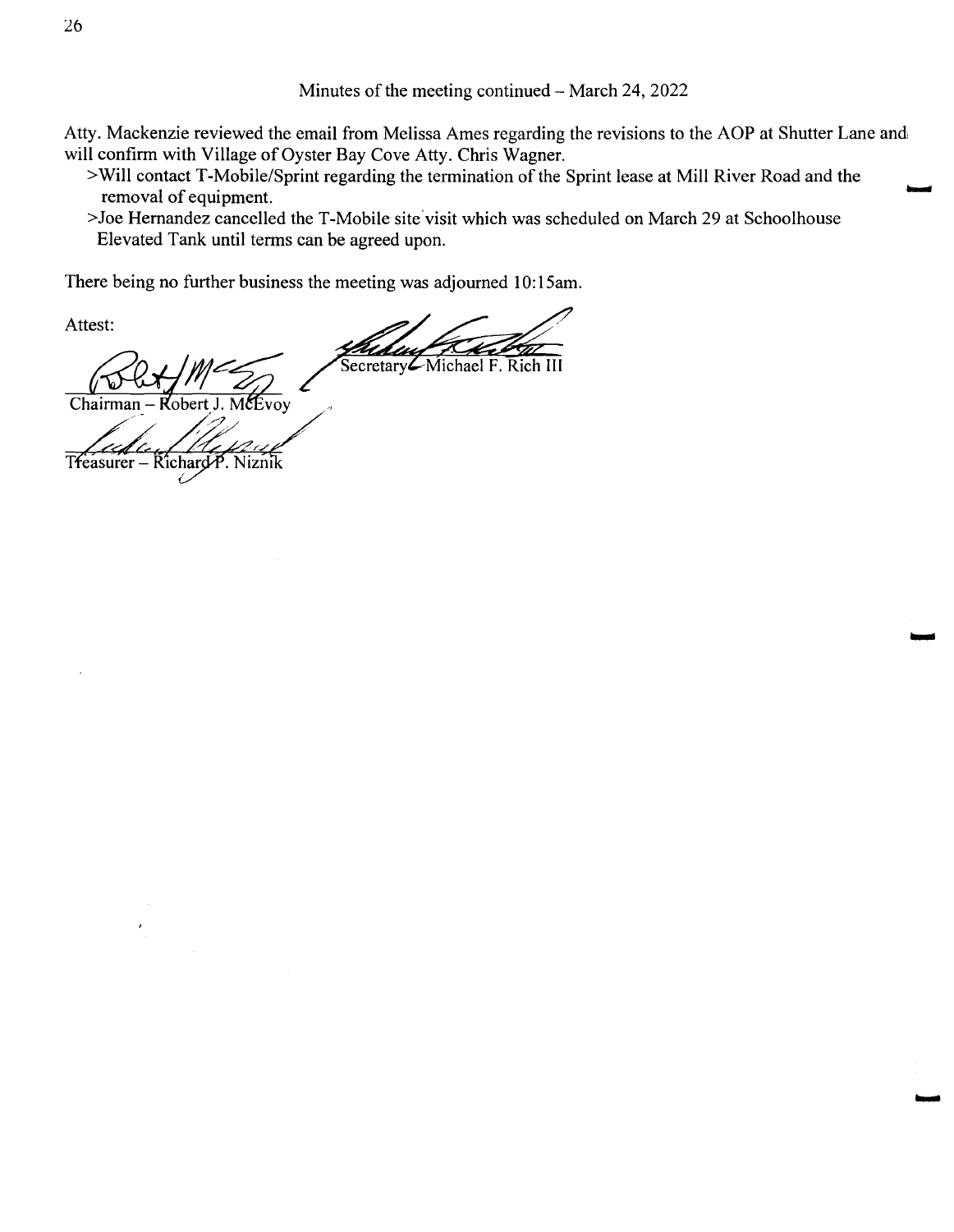Minutes of the meeting continued – March 24, 2022

Atty. Mackenzie reviewed the email from Melissa Ames regarding the revisions to the AOP at Shutter Lane and will confirm with Village of Oyster Bay Cove Atty. Chris Wagner.

>Will contact T-Mobile/Sprint regarding the termination of the Sprint lease at Mill River Road and the removal of equipment.

>Joe Hernandez cancelled the T-Mobile site visit which was scheduled on March 29 at Schoolhouse Elevated Tank until terms can be agreed upon.

There being no further business the meeting was adjourned 10:15am.

Attest:

Secretary – Michael F. Rich III

Chairman – Robert J. McEvoy

Treasurer – Richard P. Niznik